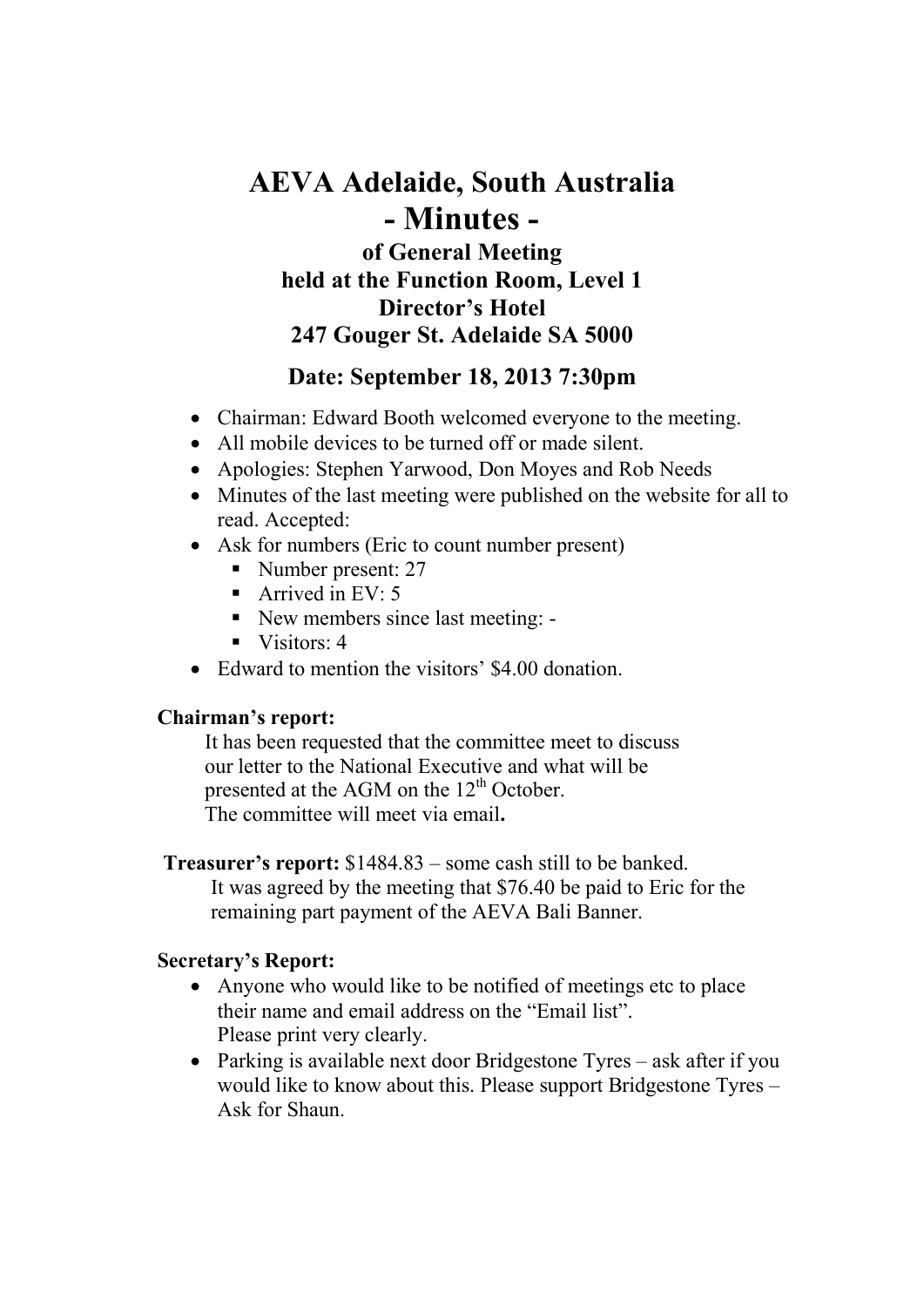# AEVA Adelaide, South Australia

# - Minutes -

### of General Meeting
### held at the Function Room, Level 1
### Director's Hotel
### 247 Gouger St. Adelaide SA 5000

## Date: September 18, 2013 7:30pm

- Chairman: Edward Booth welcomed everyone to the meeting.
- All mobile devices to be turned off or made silent.
- Apologies: Stephen Yarwood, Don Moyes and Rob Needs
- Minutes of the last meeting were published on the website for all to read. Accepted:
- Ask for numbers (Eric to count number present)
  - Number present: 27
  - Arrived in EV: 5
  - New members since last meeting: -
  - Visitors: 4
- Edward to mention the visitors' $4.00 donation.

**Chairman's report:**

It has been requested that the committee meet to discuss our letter to the National Executive and what will be presented at the AGM on the 12th October.
The committee will meet via email**.**

**Treasurer's report:** $1484.83 – some cash still to be banked.
It was agreed by the meeting that $76.40 be paid to Eric for the remaining part payment of the AEVA Bali Banner.

**Secretary's Report:**

- Anyone who would like to be notified of meetings etc to place their name and email address on the "Email list".
  Please print very clearly.
- Parking is available next door Bridgestone Tyres – ask after if you would like to know about this. Please support Bridgestone Tyres – Ask for Shaun.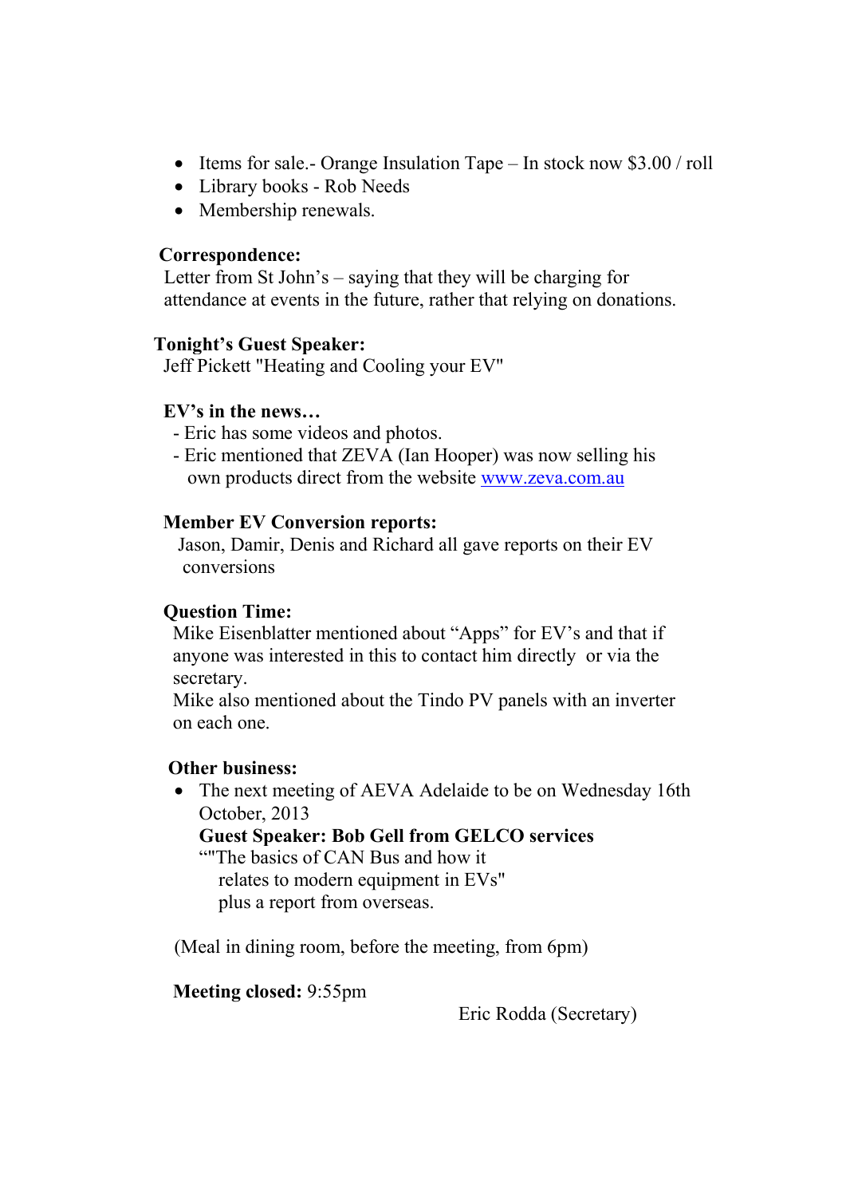- Items for sale.- Orange Insulation Tape – In stock now $3.00 / roll
- Library books - Rob Needs
- Membership renewals.

**Correspondence:**

Letter from St John's – saying that they will be charging for attendance at events in the future, rather that relying on donations.

**Tonight's Guest Speaker:**

Jeff Pickett "Heating and Cooling your EV"

**EV's in the news…**

- Eric has some videos and photos.
- Eric mentioned that ZEVA (Ian Hooper) was now selling his own products direct from the website [www.zeva.com.au](http://www.zeva.com.au)

**Member EV Conversion reports:**

Jason, Damir, Denis and Richard all gave reports on their EV conversions

**Question Time:**

Mike Eisenblatter mentioned about "Apps" for EV's and that if anyone was interested in this to contact him directly or via the secretary.

Mike also mentioned about the Tindo PV panels with an inverter on each one.

**Other business:**

- The next meeting of AEVA Adelaide to be on Wednesday 16th October, 2013

  **Guest Speaker: Bob Gell from GELCO services**

  ""The basics of CAN Bus and how it relates to modern equipment in EVs" plus a report from overseas.

(Meal in dining room, before the meeting, from 6pm)

**Meeting closed:** 9:55pm

Eric Rodda (Secretary)